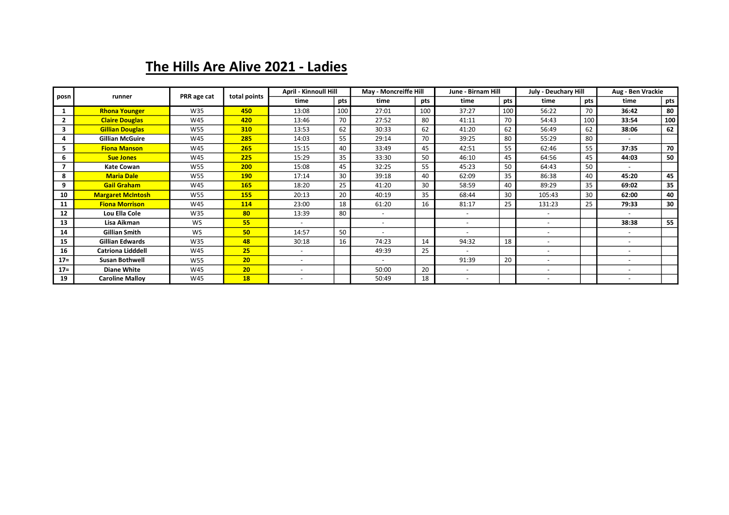# The Hills Are Alive 2021 - Ladies

| posn | runner | PRR age cat | total points | April - Kinnoull Hill | | May - Moncreiffe Hill | | June - Birnam Hill | | July - Deuchary Hill | | Aug - Ben Vrackie | |
|---|---|---|---|---|---|---|---|---|---|---|---|---|---|
| | | | | time | pts | time | pts | time | pts | time | pts | time | pts |
| 1 | **Rhona Younger** | W35 | **450** | 13:08 | 100 | 27:01 | 100 | 37:27 | 100 | 56:22 | 70 | **36:42** | **80** |
| 2 | **Claire Douglas** | W45 | **420** | 13:46 | 70 | 27:52 | 80 | 41:11 | 70 | 54:43 | 100 | **33:54** | **100** |
| 3 | **Gillian Douglas** | W55 | **310** | 13:53 | 62 | 30:33 | 62 | 41:20 | 62 | 56:49 | 62 | **38:06** | **62** |
| 4 | **Gillian McGuire** | W45 | **285** | 14:03 | 55 | 29:14 | 70 | 39:25 | 80 | 55:29 | 80 | - | |
| 5 | **Fiona Manson** | W45 | **265** | 15:15 | 40 | 33:49 | 45 | 42:51 | 55 | 62:46 | 55 | **37:35** | **70** |
| 6 | **Sue Jones** | W45 | **225** | 15:29 | 35 | 33:30 | 50 | 46:10 | 45 | 64:56 | 45 | **44:03** | **50** |
| 7 | **Kate Cowan** | W55 | **200** | 15:08 | 45 | 32:25 | 55 | 45:23 | 50 | 64:43 | 50 | - | |
| 8 | **Maria Dale** | W55 | **190** | 17:14 | 30 | 39:18 | 40 | 62:09 | 35 | 86:38 | 40 | **45:20** | **45** |
| 9 | **Gail Graham** | W45 | **165** | 18:20 | 25 | 41:20 | 30 | 58:59 | 40 | 89:29 | 35 | **69:02** | **35** |
| 10 | **Margaret McIntosh** | W55 | **155** | 20:13 | 20 | 40:19 | 35 | 68:44 | 30 | 105:43 | 30 | **62:00** | **40** |
| 11 | **Fiona Morrison** | W45 | **114** | 23:00 | 18 | 61:20 | 16 | 81:17 | 25 | 131:23 | 25 | **79:33** | **30** |
| 12 | **Lou Ella Cole** | W35 | **80** | 13:39 | 80 | - | | - | | - | | - | |
| 13 | **Lisa Aikman** | WS | **55** | - | | - | | - | | - | | **38:38** | **55** |
| 14 | **Gillian Smith** | WS | **50** | 14:57 | 50 | - | | - | | - | | - | |
| 15 | **Gillian Edwards** | W35 | **48** | 30:18 | 16 | 74:23 | 14 | 94:32 | 18 | - | | - | |
| 16 | **Catriona Lidddell** | W45 | **25** | - | | 49:39 | 25 | - | | - | | - | |
| 17= | **Susan Bothwell** | W55 | **20** | - | | - | | 91:39 | 20 | - | | - | |
| 17= | **Diane White** | W45 | **20** | - | | 50:00 | 20 | - | | - | | - | |
| 19 | **Caroline Malloy** | W45 | **18** | - | | 50:49 | 18 | - | | - | | - | |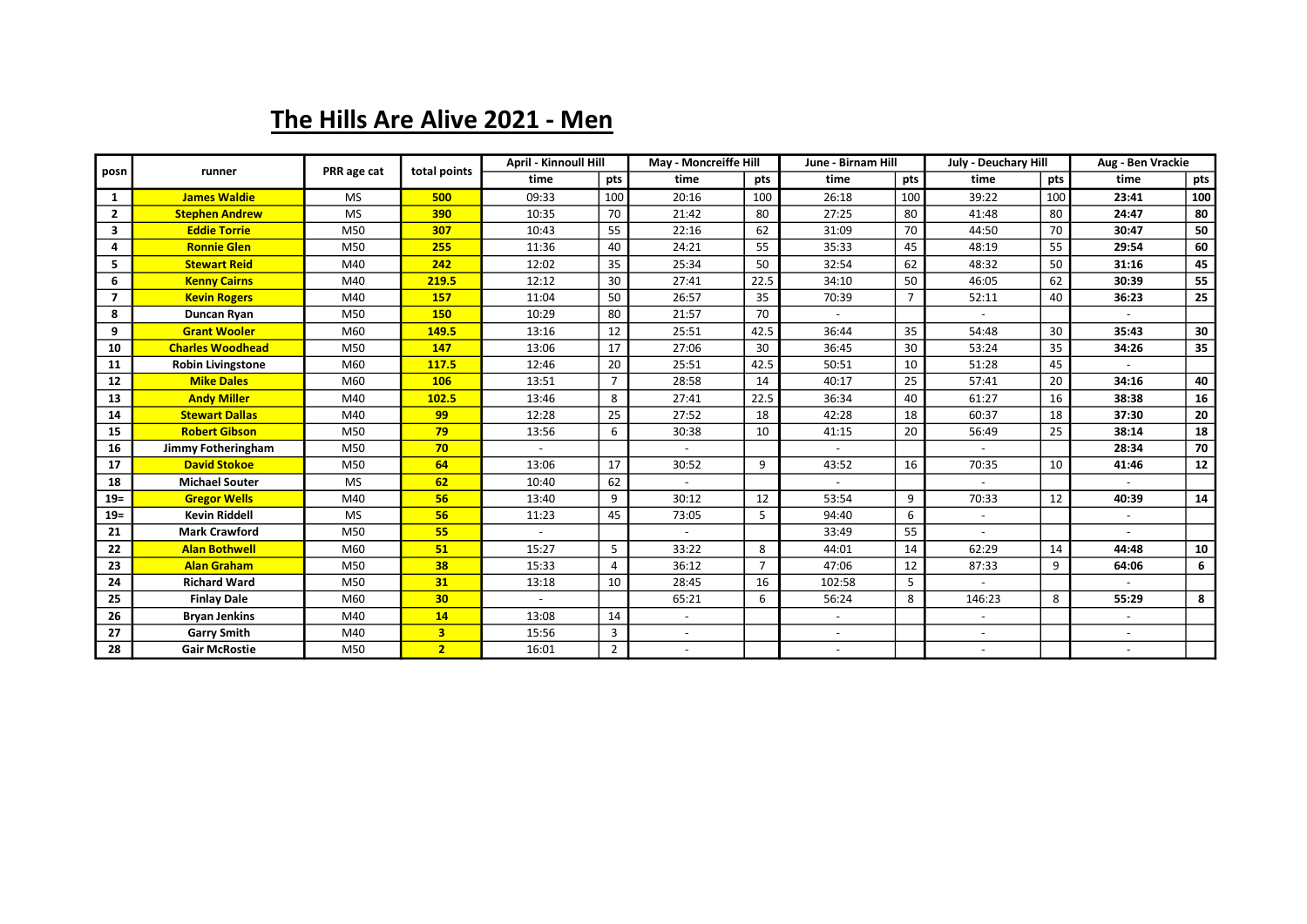# The Hills Are Alive 2021 - Men

| posn | runner | PRR age cat | total points | April - Kinnoull Hill | | May - Moncreiffe Hill | | June - Birnam Hill | | July - Deuchary Hill | | Aug - Ben Vrackie | |
|---|---|---|---|---|---|---|---|---|---|---|---|---|---|
| | | | | time | pts | time | pts | time | pts | time | pts | time | pts |
| 1 | **James Waldie** | MS | **500** | 09:33 | 100 | 20:16 | 100 | 26:18 | 100 | 39:22 | 100 | **23:41** | **100** |
| 2 | **Stephen Andrew** | MS | **390** | 10:35 | 70 | 21:42 | 80 | 27:25 | 80 | 41:48 | 80 | **24:47** | **80** |
| 3 | **Eddie Torrie** | M50 | **307** | 10:43 | 55 | 22:16 | 62 | 31:09 | 70 | 44:50 | 70 | **30:47** | **50** |
| 4 | **Ronnie Glen** | M50 | **255** | 11:36 | 40 | 24:21 | 55 | 35:33 | 45 | 48:19 | 55 | **29:54** | **60** |
| 5 | **Stewart Reid** | M40 | **242** | 12:02 | 35 | 25:34 | 50 | 32:54 | 62 | 48:32 | 50 | **31:16** | **45** |
| 6 | **Kenny Cairns** | M40 | **219.5** | 12:12 | 30 | 27:41 | 22.5 | 34:10 | 50 | 46:05 | 62 | **30:39** | **55** |
| 7 | **Kevin Rogers** | M40 | **157** | 11:04 | 50 | 26:57 | 35 | 70:39 | 7 | 52:11 | 40 | **36:23** | **25** |
| 8 | **Duncan Ryan** | M50 | **150** | 10:29 | 80 | 21:57 | 70 | - | | - | | - | |
| 9 | **Grant Wooler** | M60 | **149.5** | 13:16 | 12 | 25:51 | 42.5 | 36:44 | 35 | 54:48 | 30 | **35:43** | **30** |
| 10 | **Charles Woodhead** | M50 | **147** | 13:06 | 17 | 27:06 | 30 | 36:45 | 30 | 53:24 | 35 | **34:26** | **35** |
| 11 | **Robin Livingstone** | M60 | **117.5** | 12:46 | 20 | 25:51 | 42.5 | 50:51 | 10 | 51:28 | 45 | - | |
| 12 | **Mike Dales** | M60 | **106** | 13:51 | 7 | 28:58 | 14 | 40:17 | 25 | 57:41 | 20 | **34:16** | **40** |
| 13 | **Andy Miller** | M40 | **102.5** | 13:46 | 8 | 27:41 | 22.5 | 36:34 | 40 | 61:27 | 16 | **38:38** | **16** |
| 14 | **Stewart Dallas** | M40 | **99** | 12:28 | 25 | 27:52 | 18 | 42:28 | 18 | 60:37 | 18 | **37:30** | **20** |
| 15 | **Robert Gibson** | M50 | **79** | 13:56 | 6 | 30:38 | 10 | 41:15 | 20 | 56:49 | 25 | **38:14** | **18** |
| 16 | **Jimmy Fotheringham** | M50 | **70** | - | | - | | - | | - | | **28:34** | **70** |
| 17 | **David Stokoe** | M50 | **64** | 13:06 | 17 | 30:52 | 9 | 43:52 | 16 | 70:35 | 10 | **41:46** | **12** |
| 18 | **Michael Souter** | MS | **62** | 10:40 | 62 | - | | - | | - | | - | |
| 19= | **Gregor Wells** | M40 | **56** | 13:40 | 9 | 30:12 | 12 | 53:54 | 9 | 70:33 | 12 | **40:39** | **14** |
| 19= | **Kevin Riddell** | MS | **56** | 11:23 | 45 | 73:05 | 5 | 94:40 | 6 | - | | - | |
| 21 | **Mark Crawford** | M50 | **55** | - | | - | | 33:49 | 55 | - | | - | |
| 22 | **Alan Bothwell** | M60 | **51** | 15:27 | 5 | 33:22 | 8 | 44:01 | 14 | 62:29 | 14 | **44:48** | **10** |
| 23 | **Alan Graham** | M50 | **38** | 15:33 | 4 | 36:12 | 7 | 47:06 | 12 | 87:33 | 9 | **64:06** | **6** |
| 24 | **Richard Ward** | M50 | **31** | 13:18 | 10 | 28:45 | 16 | 102:58 | 5 | - | | - | |
| 25 | **Finlay Dale** | M60 | **30** | - | | 65:21 | 6 | 56:24 | 8 | 146:23 | 8 | **55:29** | **8** |
| 26 | **Bryan Jenkins** | M40 | **14** | 13:08 | 14 | - | | - | | - | | - | |
| 27 | **Garry Smith** | M40 | **3** | 15:56 | 3 | - | | - | | - | | - | |
| 28 | **Gair McRostie** | M50 | **2** | 16:01 | 2 | - | | - | | - | | - | |